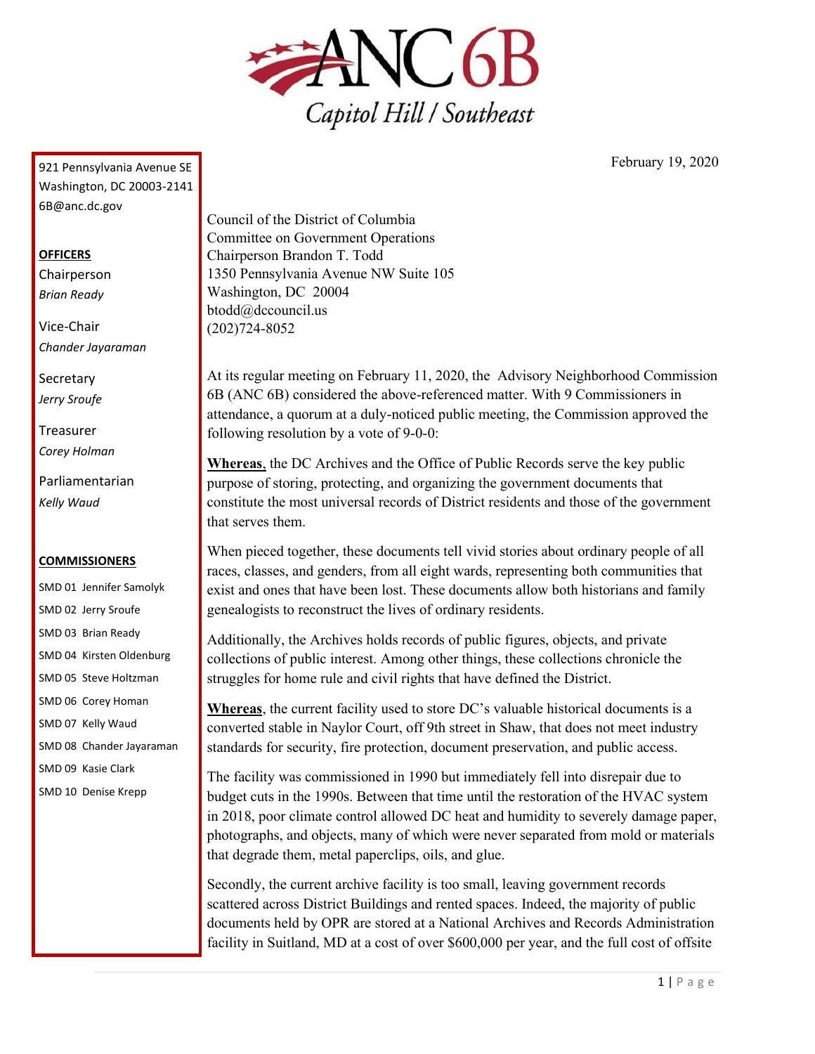# ANC 6B

Capitol Hill / Southeast

February 19, 2020

921 Pennsylvania Avenue SE
Washington, DC 20003-2141
6B@anc.dc.gov

**OFFICERS**

Chairperson
*Brian Ready*

Vice-Chair
*Chander Jayaraman*

Secretary
*Jerry Sroufe*

Treasurer
*Corey Holman*

Parliamentarian
*Kelly Waud*

**COMMISSIONERS**

SMD 01 Jennifer Samolyk
SMD 02 Jerry Sroufe
SMD 03 Brian Ready
SMD 04 Kirsten Oldenburg
SMD 05 Steve Holtzman
SMD 06 Corey Homan
SMD 07 Kelly Waud
SMD 08 Chander Jayaraman
SMD 09 Kasie Clark
SMD 10 Denise Krepp

Council of the District of Columbia
Committee on Government Operations
Chairperson Brandon T. Todd
1350 Pennsylvania Avenue NW Suite 105
Washington, DC 20004
btodd@dccouncil.us
(202)724-8052

At its regular meeting on February 11, 2020, the Advisory Neighborhood Commission 6B (ANC 6B) considered the above-referenced matter. With 9 Commissioners in attendance, a quorum at a duly-noticed public meeting, the Commission approved the following resolution by a vote of 9-0-0:

**Whereas**, the DC Archives and the Office of Public Records serve the key public purpose of storing, protecting, and organizing the government documents that constitute the most universal records of District residents and those of the government that serves them.

When pieced together, these documents tell vivid stories about ordinary people of all races, classes, and genders, from all eight wards, representing both communities that exist and ones that have been lost. These documents allow both historians and family genealogists to reconstruct the lives of ordinary residents.

Additionally, the Archives holds records of public figures, objects, and private collections of public interest. Among other things, these collections chronicle the struggles for home rule and civil rights that have defined the District.

**Whereas**, the current facility used to store DC's valuable historical documents is a converted stable in Naylor Court, off 9th street in Shaw, that does not meet industry standards for security, fire protection, document preservation, and public access.

The facility was commissioned in 1990 but immediately fell into disrepair due to budget cuts in the 1990s. Between that time until the restoration of the HVAC system in 2018, poor climate control allowed DC heat and humidity to severely damage paper, photographs, and objects, many of which were never separated from mold or materials that degrade them, metal paperclips, oils, and glue.

Secondly, the current archive facility is too small, leaving government records scattered across District Buildings and rented spaces. Indeed, the majority of public documents held by OPR are stored at a National Archives and Records Administration facility in Suitland, MD at a cost of over $600,000 per year, and the full cost of offsite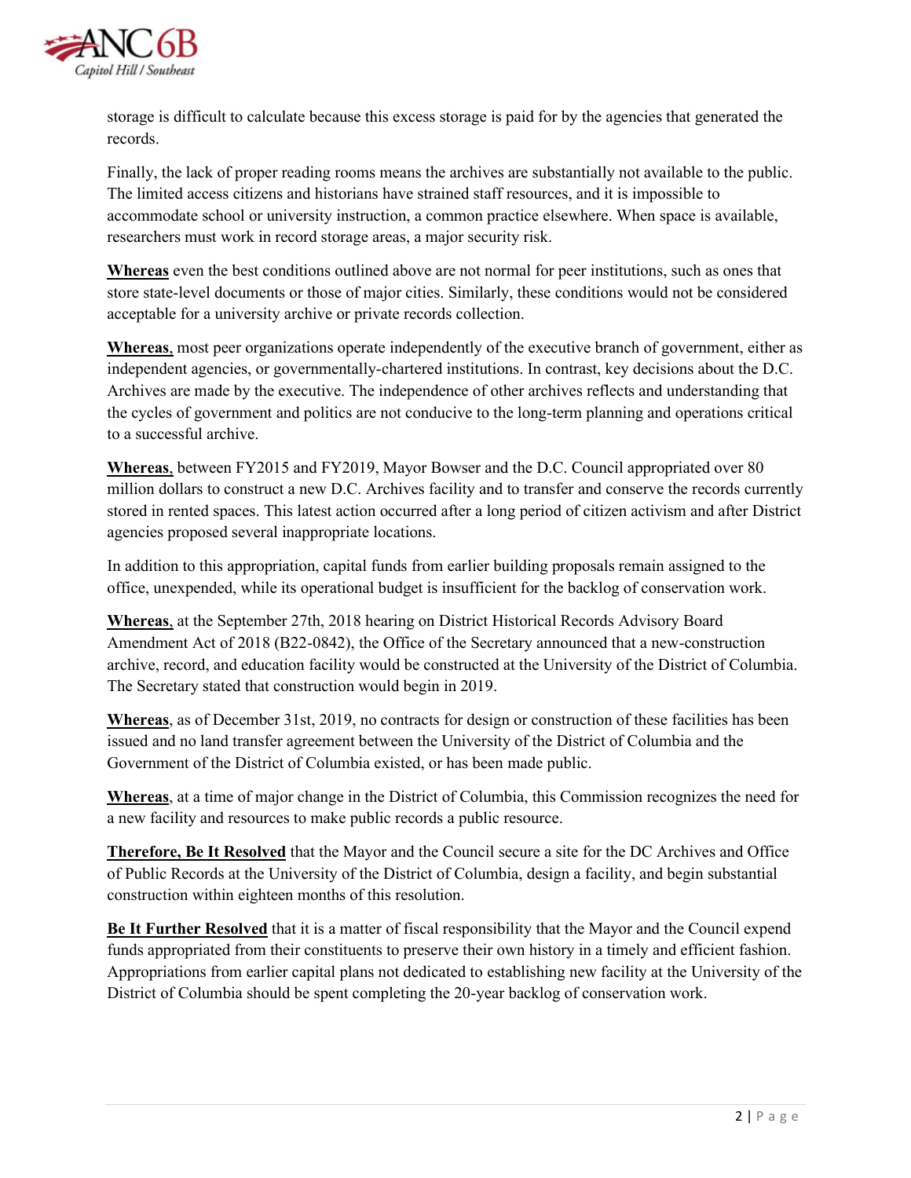storage is difficult to calculate because this excess storage is paid for by the agencies that generated the records.

Finally, the lack of proper reading rooms means the archives are substantially not available to the public. The limited access citizens and historians have strained staff resources, and it is impossible to accommodate school or university instruction, a common practice elsewhere. When space is available, researchers must work in record storage areas, a major security risk.

**Whereas** even the best conditions outlined above are not normal for peer institutions, such as ones that store state-level documents or those of major cities. Similarly, these conditions would not be considered acceptable for a university archive or private records collection.

**Whereas**, most peer organizations operate independently of the executive branch of government, either as independent agencies, or governmentally-chartered institutions. In contrast, key decisions about the D.C. Archives are made by the executive. The independence of other archives reflects and understanding that the cycles of government and politics are not conducive to the long-term planning and operations critical to a successful archive.

**Whereas**, between FY2015 and FY2019, Mayor Bowser and the D.C. Council appropriated over 80 million dollars to construct a new D.C. Archives facility and to transfer and conserve the records currently stored in rented spaces. This latest action occurred after a long period of citizen activism and after District agencies proposed several inappropriate locations.

In addition to this appropriation, capital funds from earlier building proposals remain assigned to the office, unexpended, while its operational budget is insufficient for the backlog of conservation work.

**Whereas**, at the September 27th, 2018 hearing on District Historical Records Advisory Board Amendment Act of 2018 (B22-0842), the Office of the Secretary announced that a new-construction archive, record, and education facility would be constructed at the University of the District of Columbia. The Secretary stated that construction would begin in 2019.

**Whereas**, as of December 31st, 2019, no contracts for design or construction of these facilities has been issued and no land transfer agreement between the University of the District of Columbia and the Government of the District of Columbia existed, or has been made public.

**Whereas**, at a time of major change in the District of Columbia, this Commission recognizes the need for a new facility and resources to make public records a public resource.

**Therefore, Be It Resolved** that the Mayor and the Council secure a site for the DC Archives and Office of Public Records at the University of the District of Columbia, design a facility, and begin substantial construction within eighteen months of this resolution.

**Be It Further Resolved** that it is a matter of fiscal responsibility that the Mayor and the Council expend funds appropriated from their constituents to preserve their own history in a timely and efficient fashion. Appropriations from earlier capital plans not dedicated to establishing new facility at the University of the District of Columbia should be spent completing the 20-year backlog of conservation work.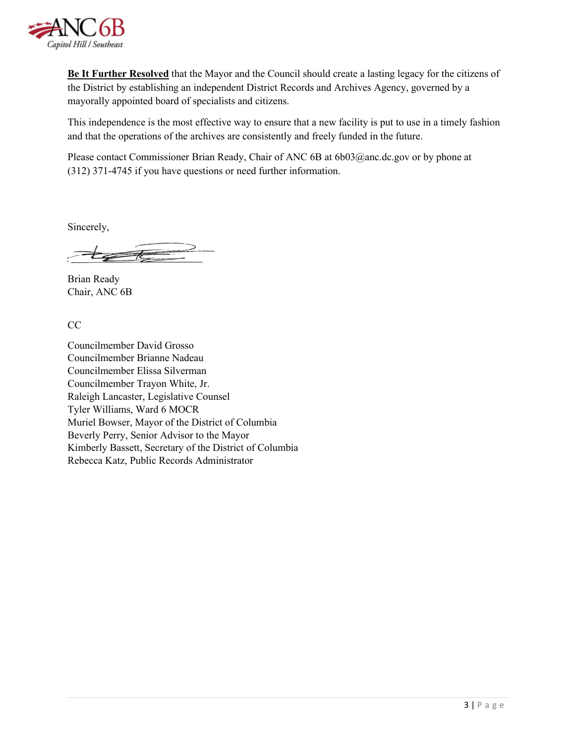**Be It Further Resolved** that the Mayor and the Council should create a lasting legacy for the citizens of the District by establishing an independent District Records and Archives Agency, governed by a mayorally appointed board of specialists and citizens.

This independence is the most effective way to ensure that a new facility is put to use in a timely fashion and that the operations of the archives are consistently and freely funded in the future.

Please contact Commissioner Brian Ready, Chair of ANC 6B at 6b03@anc.dc.gov or by phone at (312) 371-4745 if you have questions or need further information.

Sincerely,

Brian Ready
Chair, ANC 6B

CC

Councilmember David Grosso
Councilmember Brianne Nadeau
Councilmember Elissa Silverman
Councilmember Trayon White, Jr.
Raleigh Lancaster, Legislative Counsel
Tyler Williams, Ward 6 MOCR
Muriel Bowser, Mayor of the District of Columbia
Beverly Perry, Senior Advisor to the Mayor
Kimberly Bassett, Secretary of the District of Columbia
Rebecca Katz, Public Records Administrator